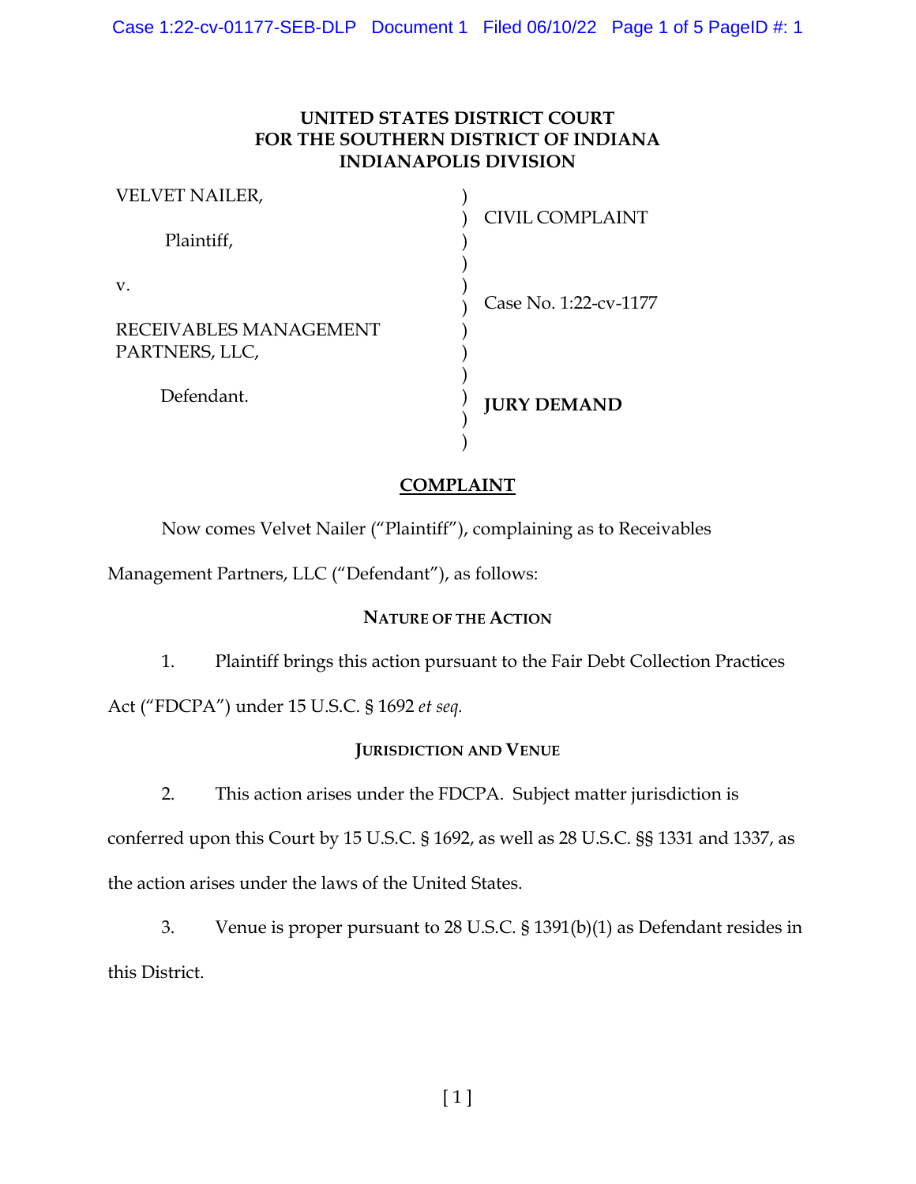# UNITED STATES DISTRICT COURT
# FOR THE SOUTHERN DISTRICT OF INDIANA
# INDIANAPOLIS DIVISION

| | | |
|---|---|---|
| VELVET NAILER, | ) | CIVIL COMPLAINT |
| Plaintiff, | ) | |
| v. | ) | Case No. 1:22-cv-1177 |
| RECEIVABLES MANAGEMENT PARTNERS, LLC, | ) | |
| Defendant. | ) | **JURY DEMAND** |

## COMPLAINT

Now comes Velvet Nailer ("Plaintiff"), complaining as to Receivables Management Partners, LLC ("Defendant"), as follows:

### NATURE OF THE ACTION

1. Plaintiff brings this action pursuant to the Fair Debt Collection Practices Act ("FDCPA") under 15 U.S.C. § 1692 *et seq.*

### JURISDICTION AND VENUE

2. This action arises under the FDCPA. Subject matter jurisdiction is conferred upon this Court by 15 U.S.C. § 1692, as well as 28 U.S.C. §§ 1331 and 1337, as the action arises under the laws of the United States.

3. Venue is proper pursuant to 28 U.S.C. § 1391(b)(1) as Defendant resides in this District.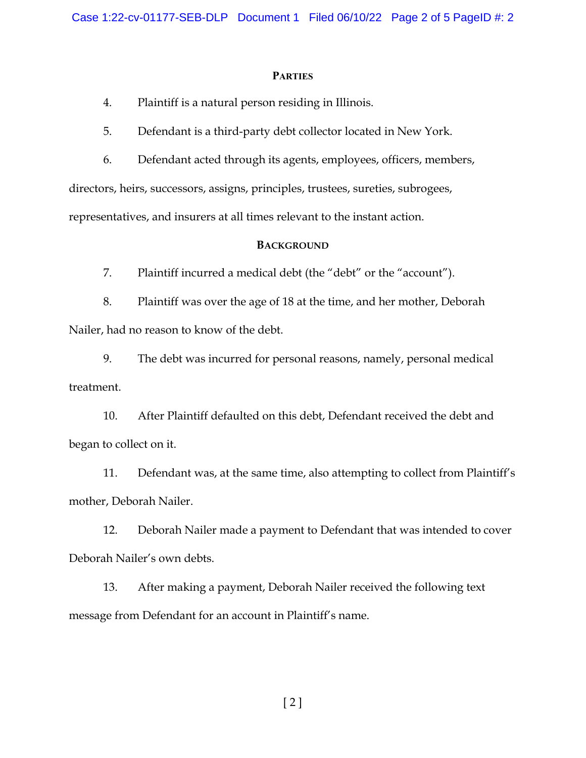## PARTIES

4. Plaintiff is a natural person residing in Illinois.

5. Defendant is a third-party debt collector located in New York.

6. Defendant acted through its agents, employees, officers, members, directors, heirs, successors, assigns, principles, trustees, sureties, subrogees, representatives, and insurers at all times relevant to the instant action.

## BACKGROUND

7. Plaintiff incurred a medical debt (the "debt" or the "account").

8. Plaintiff was over the age of 18 at the time, and her mother, Deborah Nailer, had no reason to know of the debt.

9. The debt was incurred for personal reasons, namely, personal medical treatment.

10. After Plaintiff defaulted on this debt, Defendant received the debt and began to collect on it.

11. Defendant was, at the same time, also attempting to collect from Plaintiff's mother, Deborah Nailer.

12. Deborah Nailer made a payment to Defendant that was intended to cover Deborah Nailer's own debts.

13. After making a payment, Deborah Nailer received the following text message from Defendant for an account in Plaintiff's name.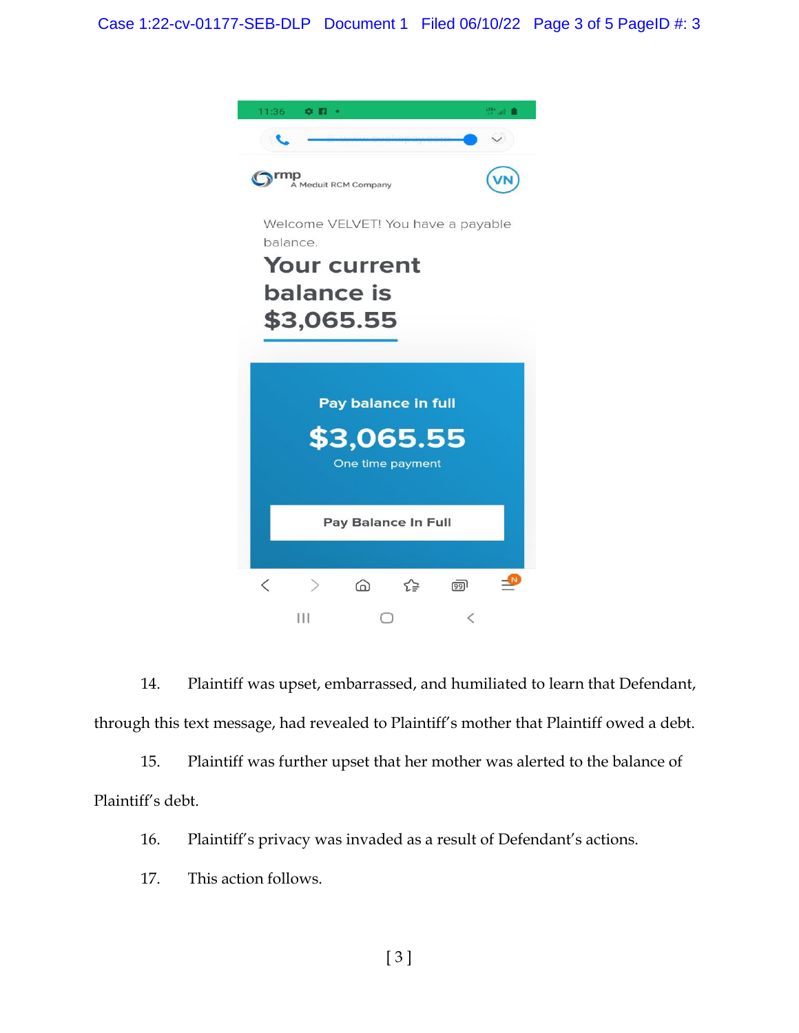rmp
A Meduit RCM Company

VN

Welcome VELVET! You have a payable balance.

**Your current balance is $3,065.55**

**Pay balance in full**

**$3,065.55**

One time payment

**Pay Balance In Full**

14. Plaintiff was upset, embarrassed, and humiliated to learn that Defendant, through this text message, had revealed to Plaintiff's mother that Plaintiff owed a debt.

15. Plaintiff was further upset that her mother was alerted to the balance of Plaintiff's debt.

16. Plaintiff's privacy was invaded as a result of Defendant's actions.

17. This action follows.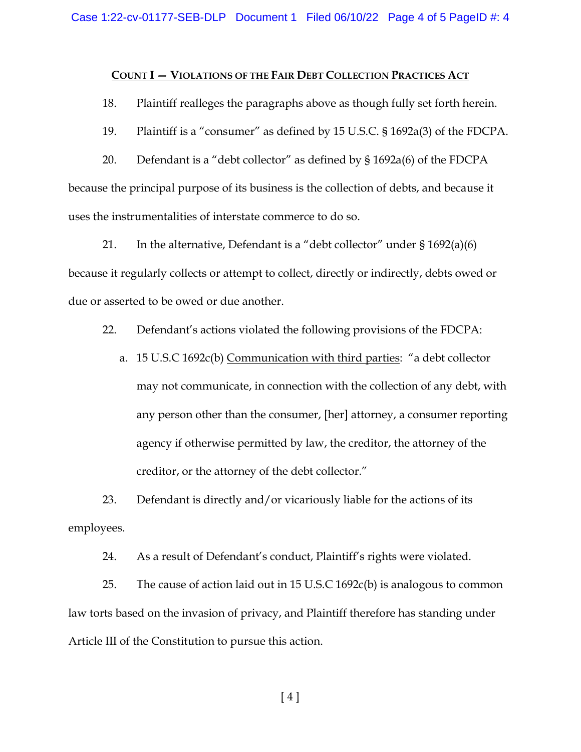## COUNT I — VIOLATIONS OF THE FAIR DEBT COLLECTION PRACTICES ACT

18. Plaintiff realleges the paragraphs above as though fully set forth herein.

19. Plaintiff is a "consumer" as defined by 15 U.S.C. § 1692a(3) of the FDCPA.

20. Defendant is a "debt collector" as defined by § 1692a(6) of the FDCPA because the principal purpose of its business is the collection of debts, and because it uses the instrumentalities of interstate commerce to do so.

21. In the alternative, Defendant is a "debt collector" under § 1692(a)(6) because it regularly collects or attempt to collect, directly or indirectly, debts owed or due or asserted to be owed or due another.

22. Defendant's actions violated the following provisions of the FDCPA:

   a. 15 U.S.C 1692c(b) Communication with third parties: "a debt collector may not communicate, in connection with the collection of any debt, with any person other than the consumer, [her] attorney, a consumer reporting agency if otherwise permitted by law, the creditor, the attorney of the creditor, or the attorney of the debt collector."

23. Defendant is directly and/or vicariously liable for the actions of its employees.

24. As a result of Defendant's conduct, Plaintiff's rights were violated.

25. The cause of action laid out in 15 U.S.C 1692c(b) is analogous to common law torts based on the invasion of privacy, and Plaintiff therefore has standing under Article III of the Constitution to pursue this action.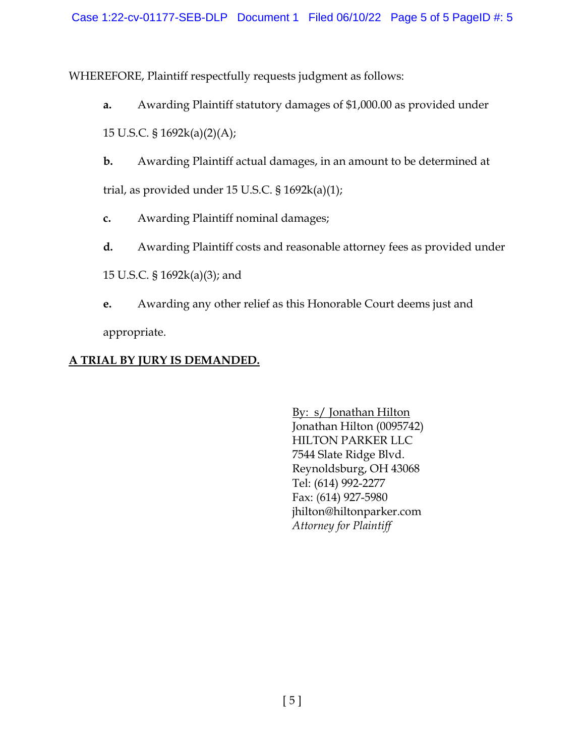WHEREFORE, Plaintiff respectfully requests judgment as follows:

**a.** Awarding Plaintiff statutory damages of $1,000.00 as provided under 15 U.S.C. § 1692k(a)(2)(A);

**b.** Awarding Plaintiff actual damages, in an amount to be determined at trial, as provided under 15 U.S.C. § 1692k(a)(1);

**c.** Awarding Plaintiff nominal damages;

**d.** Awarding Plaintiff costs and reasonable attorney fees as provided under 15 U.S.C. § 1692k(a)(3); and

**e.** Awarding any other relief as this Honorable Court deems just and appropriate.

**A TRIAL BY JURY IS DEMANDED.**

By: s/ Jonathan Hilton
Jonathan Hilton (0095742)
HILTON PARKER LLC
7544 Slate Ridge Blvd.
Reynoldsburg, OH 43068
Tel: (614) 992-2277
Fax: (614) 927-5980
jhilton@hiltonparker.com
*Attorney for Plaintiff*